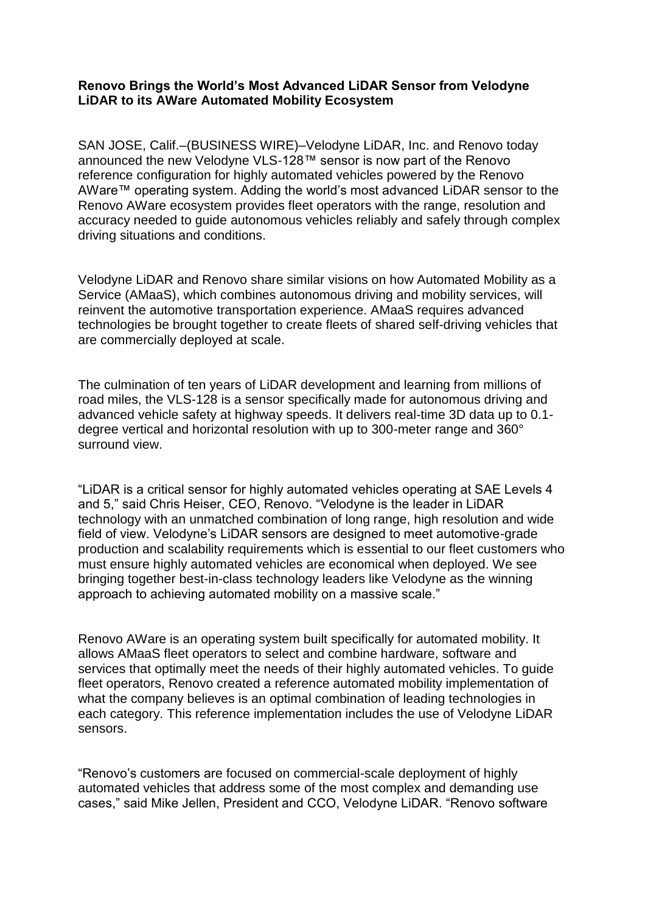**Renovo Brings the World's Most Advanced LiDAR Sensor from Velodyne LiDAR to its AWare Automated Mobility Ecosystem**

SAN JOSE, Calif.–(BUSINESS WIRE)–Velodyne LiDAR, Inc. and Renovo today announced the new Velodyne VLS-128™ sensor is now part of the Renovo reference configuration for highly automated vehicles powered by the Renovo AWare™ operating system. Adding the world's most advanced LiDAR sensor to the Renovo AWare ecosystem provides fleet operators with the range, resolution and accuracy needed to guide autonomous vehicles reliably and safely through complex driving situations and conditions.

Velodyne LiDAR and Renovo share similar visions on how Automated Mobility as a Service (AMaaS), which combines autonomous driving and mobility services, will reinvent the automotive transportation experience. AMaaS requires advanced technologies be brought together to create fleets of shared self-driving vehicles that are commercially deployed at scale.

The culmination of ten years of LiDAR development and learning from millions of road miles, the VLS-128 is a sensor specifically made for autonomous driving and advanced vehicle safety at highway speeds. It delivers real-time 3D data up to 0.1-degree vertical and horizontal resolution with up to 300-meter range and 360° surround view.

"LiDAR is a critical sensor for highly automated vehicles operating at SAE Levels 4 and 5," said Chris Heiser, CEO, Renovo. "Velodyne is the leader in LiDAR technology with an unmatched combination of long range, high resolution and wide field of view. Velodyne's LiDAR sensors are designed to meet automotive-grade production and scalability requirements which is essential to our fleet customers who must ensure highly automated vehicles are economical when deployed. We see bringing together best-in-class technology leaders like Velodyne as the winning approach to achieving automated mobility on a massive scale."

Renovo AWare is an operating system built specifically for automated mobility. It allows AMaaS fleet operators to select and combine hardware, software and services that optimally meet the needs of their highly automated vehicles. To guide fleet operators, Renovo created a reference automated mobility implementation of what the company believes is an optimal combination of leading technologies in each category. This reference implementation includes the use of Velodyne LiDAR sensors.

"Renovo's customers are focused on commercial-scale deployment of highly automated vehicles that address some of the most complex and demanding use cases," said Mike Jellen, President and CCO, Velodyne LiDAR. "Renovo software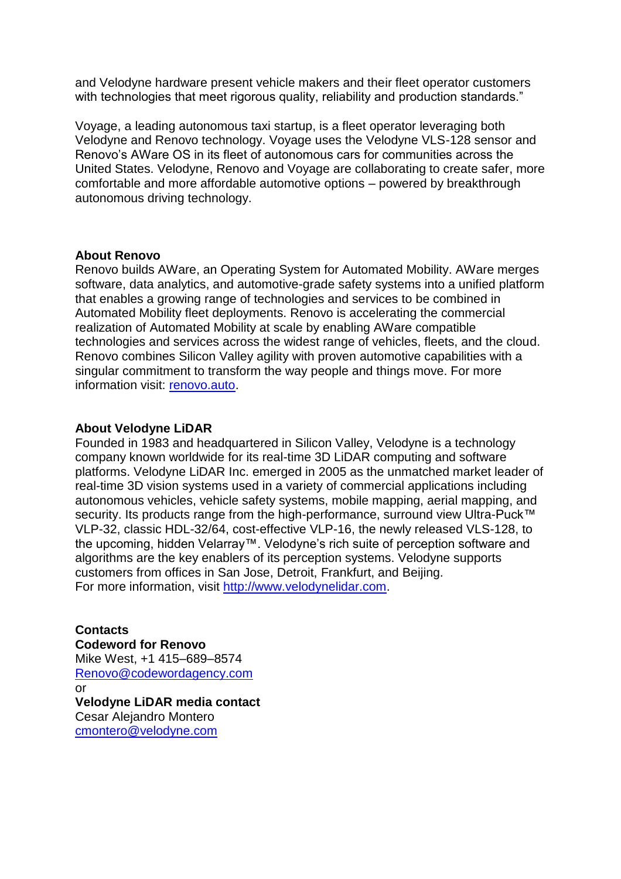and Velodyne hardware present vehicle makers and their fleet operator customers with technologies that meet rigorous quality, reliability and production standards."

Voyage, a leading autonomous taxi startup, is a fleet operator leveraging both Velodyne and Renovo technology. Voyage uses the Velodyne VLS-128 sensor and Renovo's AWare OS in its fleet of autonomous cars for communities across the United States. Velodyne, Renovo and Voyage are collaborating to create safer, more comfortable and more affordable automotive options – powered by breakthrough autonomous driving technology.

**About Renovo**
Renovo builds AWare, an Operating System for Automated Mobility. AWare merges software, data analytics, and automotive-grade safety systems into a unified platform that enables a growing range of technologies and services to be combined in Automated Mobility fleet deployments. Renovo is accelerating the commercial realization of Automated Mobility at scale by enabling AWare compatible technologies and services across the widest range of vehicles, fleets, and the cloud. Renovo combines Silicon Valley agility with proven automotive capabilities with a singular commitment to transform the way people and things move. For more information visit: [renovo.auto](renovo.auto).

**About Velodyne LiDAR**
Founded in 1983 and headquartered in Silicon Valley, Velodyne is a technology company known worldwide for its real-time 3D LiDAR computing and software platforms. Velodyne LiDAR Inc. emerged in 2005 as the unmatched market leader of real-time 3D vision systems used in a variety of commercial applications including autonomous vehicles, vehicle safety systems, mobile mapping, aerial mapping, and security. Its products range from the high-performance, surround view Ultra-Puck™ VLP-32, classic HDL-32/64, cost-effective VLP-16, the newly released VLS-128, to the upcoming, hidden Velarray™. Velodyne's rich suite of perception software and algorithms are the key enablers of its perception systems. Velodyne supports customers from offices in San Jose, Detroit, Frankfurt, and Beijing.
For more information, visit [http://www.velodynelidar.com](http://www.velodynelidar.com).

**Contacts**
**Codeword for Renovo**
Mike West, +1 415–689–8574
[Renovo@codewordagency.com](mailto:Renovo@codewordagency.com)
or
**Velodyne LiDAR media contact**
Cesar Alejandro Montero
[cmontero@velodyne.com](mailto:cmontero@velodyne.com)